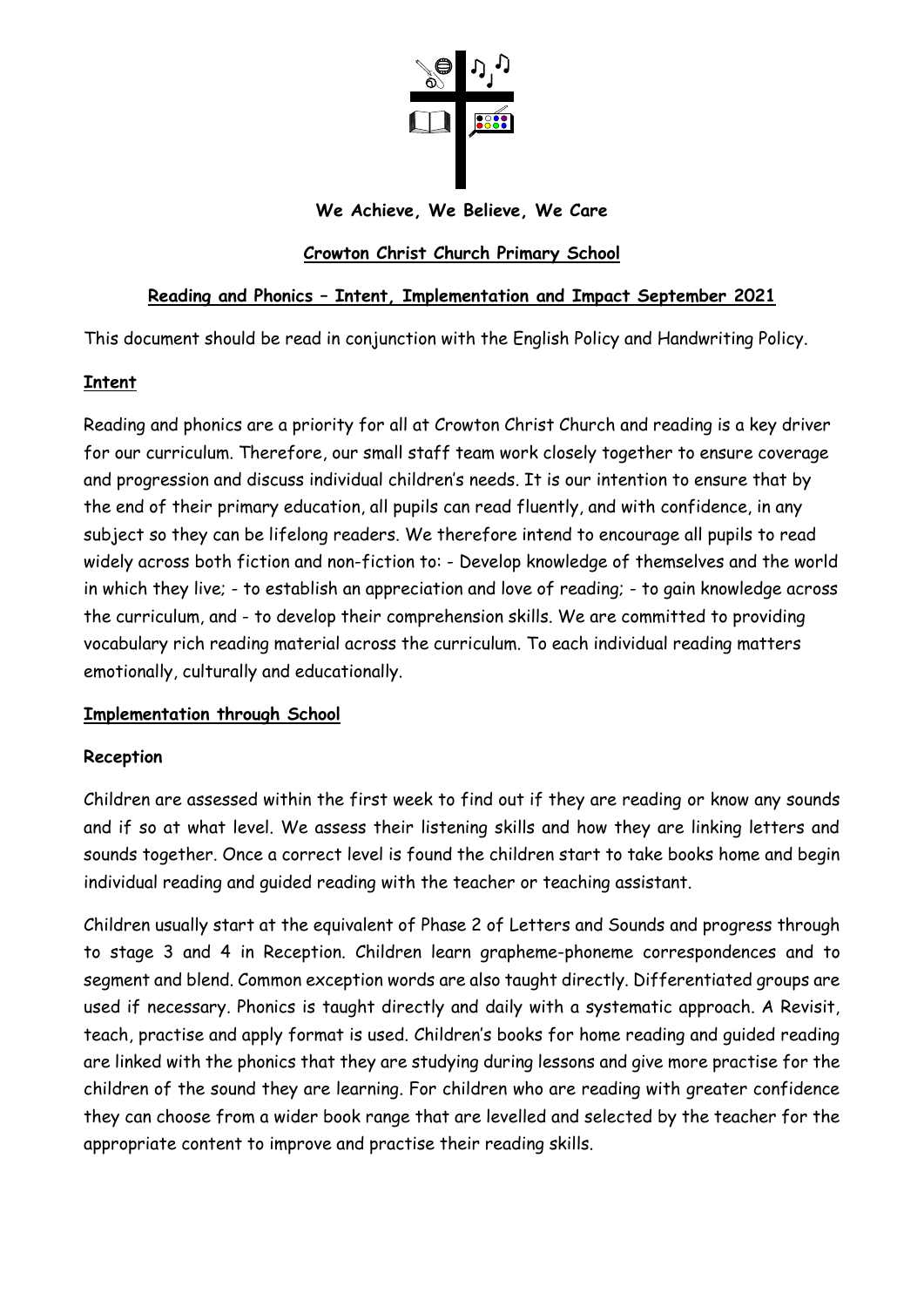**We Achieve, We Believe, We Care**

**Crowton Christ Church Primary School**

**Reading and Phonics – Intent, Implementation and Impact September 2021**

This document should be read in conjunction with the English Policy and Handwriting Policy.

## Intent

Reading and phonics are a priority for all at Crowton Christ Church and reading is a key driver for our curriculum. Therefore, our small staff team work closely together to ensure coverage and progression and discuss individual children's needs. It is our intention to ensure that by the end of their primary education, all pupils can read fluently, and with confidence, in any subject so they can be lifelong readers. We therefore intend to encourage all pupils to read widely across both fiction and non-fiction to: - Develop knowledge of themselves and the world in which they live; - to establish an appreciation and love of reading; - to gain knowledge across the curriculum, and - to develop their comprehension skills. We are committed to providing vocabulary rich reading material across the curriculum. To each individual reading matters emotionally, culturally and educationally.

## Implementation through School

### Reception

Children are assessed within the first week to find out if they are reading or know any sounds and if so at what level. We assess their listening skills and how they are linking letters and sounds together. Once a correct level is found the children start to take books home and begin individual reading and guided reading with the teacher or teaching assistant.

Children usually start at the equivalent of Phase 2 of Letters and Sounds and progress through to stage 3 and 4 in Reception. Children learn grapheme-phoneme correspondences and to segment and blend. Common exception words are also taught directly. Differentiated groups are used if necessary. Phonics is taught directly and daily with a systematic approach. A Revisit, teach, practise and apply format is used. Children's books for home reading and guided reading are linked with the phonics that they are studying during lessons and give more practise for the children of the sound they are learning. For children who are reading with greater confidence they can choose from a wider book range that are levelled and selected by the teacher for the appropriate content to improve and practise their reading skills.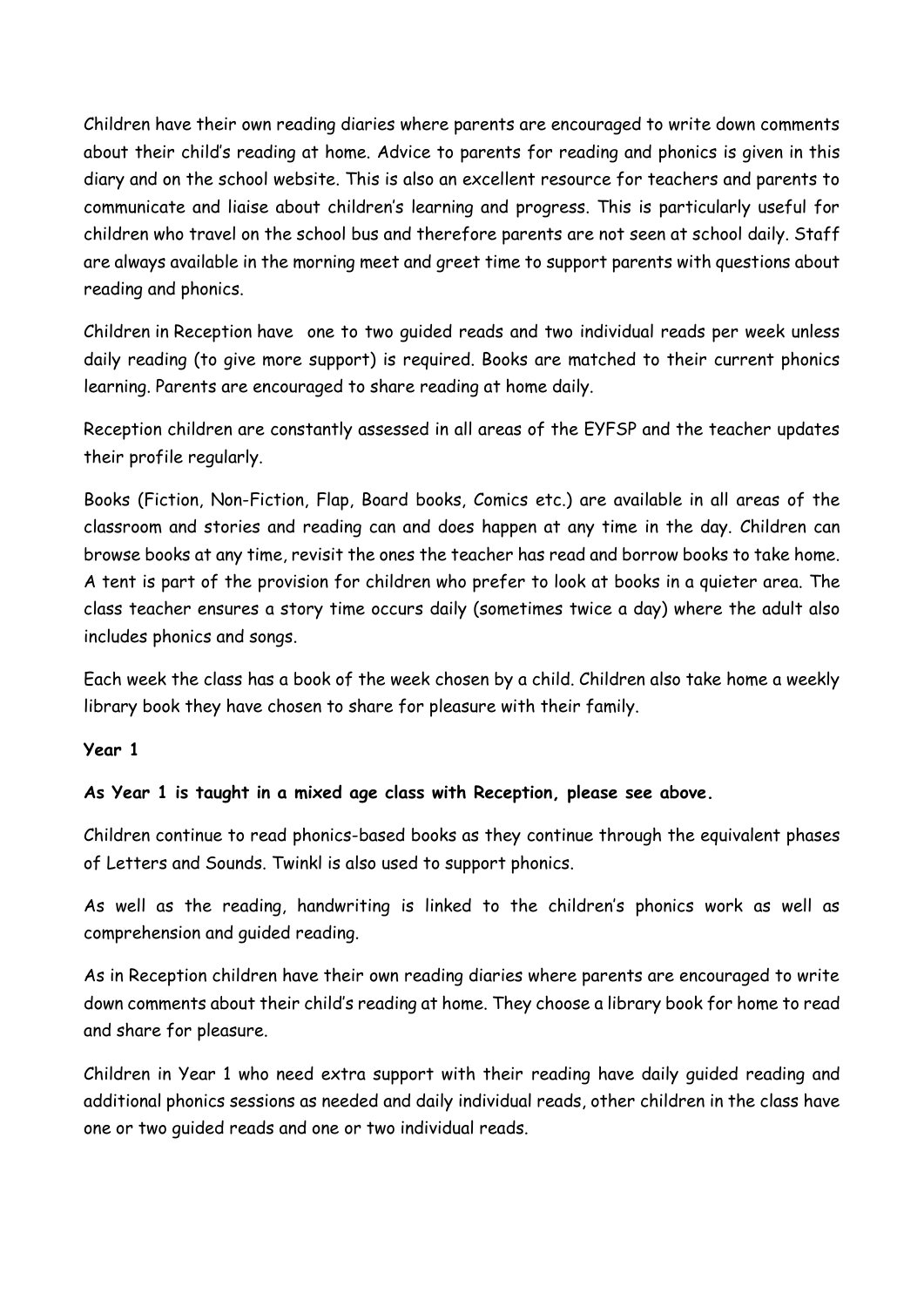Children have their own reading diaries where parents are encouraged to write down comments about their child's reading at home. Advice to parents for reading and phonics is given in this diary and on the school website. This is also an excellent resource for teachers and parents to communicate and liaise about children's learning and progress. This is particularly useful for children who travel on the school bus and therefore parents are not seen at school daily. Staff are always available in the morning meet and greet time to support parents with questions about reading and phonics.

Children in Reception have one to two guided reads and two individual reads per week unless daily reading (to give more support) is required. Books are matched to their current phonics learning. Parents are encouraged to share reading at home daily.

Reception children are constantly assessed in all areas of the EYFSP and the teacher updates their profile regularly.

Books (Fiction, Non-Fiction, Flap, Board books, Comics etc.) are available in all areas of the classroom and stories and reading can and does happen at any time in the day. Children can browse books at any time, revisit the ones the teacher has read and borrow books to take home. A tent is part of the provision for children who prefer to look at books in a quieter area. The class teacher ensures a story time occurs daily (sometimes twice a day) where the adult also includes phonics and songs.

Each week the class has a book of the week chosen by a child. Children also take home a weekly library book they have chosen to share for pleasure with their family.

**Year 1**

**As Year 1 is taught in a mixed age class with Reception, please see above.**

Children continue to read phonics-based books as they continue through the equivalent phases of Letters and Sounds. Twinkl is also used to support phonics.

As well as the reading, handwriting is linked to the children's phonics work as well as comprehension and guided reading.

As in Reception children have their own reading diaries where parents are encouraged to write down comments about their child's reading at home. They choose a library book for home to read and share for pleasure.

Children in Year 1 who need extra support with their reading have daily guided reading and additional phonics sessions as needed and daily individual reads, other children in the class have one or two guided reads and one or two individual reads.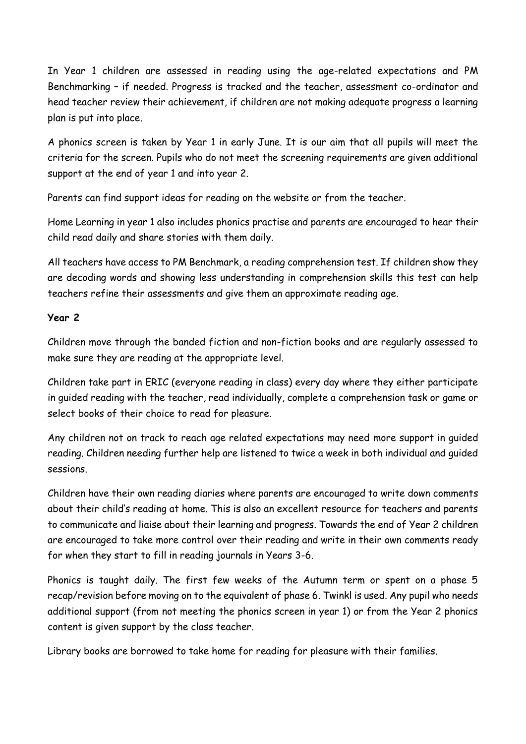In Year 1 children are assessed in reading using the age-related expectations and PM Benchmarking – if needed. Progress is tracked and the teacher, assessment co-ordinator and head teacher review their achievement, if children are not making adequate progress a learning plan is put into place.

A phonics screen is taken by Year 1 in early June. It is our aim that all pupils will meet the criteria for the screen. Pupils who do not meet the screening requirements are given additional support at the end of year 1 and into year 2.

Parents can find support ideas for reading on the website or from the teacher.

Home Learning in year 1 also includes phonics practise and parents are encouraged to hear their child read daily and share stories with them daily.

All teachers have access to PM Benchmark, a reading comprehension test. If children show they are decoding words and showing less understanding in comprehension skills this test can help teachers refine their assessments and give them an approximate reading age.

**Year 2**

Children move through the banded fiction and non-fiction books and are regularly assessed to make sure they are reading at the appropriate level.

Children take part in ERIC (everyone reading in class) every day where they either participate in guided reading with the teacher, read individually, complete a comprehension task or game or select books of their choice to read for pleasure.

Any children not on track to reach age related expectations may need more support in guided reading. Children needing further help are listened to twice a week in both individual and guided sessions.

Children have their own reading diaries where parents are encouraged to write down comments about their child's reading at home. This is also an excellent resource for teachers and parents to communicate and liaise about their learning and progress. Towards the end of Year 2 children are encouraged to take more control over their reading and write in their own comments ready for when they start to fill in reading journals in Years 3-6.

Phonics is taught daily. The first few weeks of the Autumn term or spent on a phase 5 recap/revision before moving on to the equivalent of phase 6. Twinkl is used. Any pupil who needs additional support (from not meeting the phonics screen in year 1) or from the Year 2 phonics content is given support by the class teacher.

Library books are borrowed to take home for reading for pleasure with their families.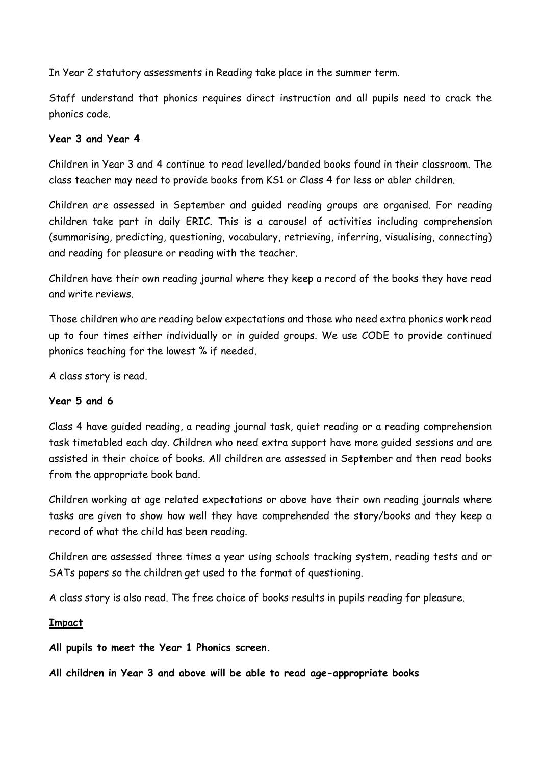In Year 2 statutory assessments in Reading take place in the summer term.

Staff understand that phonics requires direct instruction and all pupils need to crack the phonics code.

**Year 3 and Year 4**

Children in Year 3 and 4 continue to read levelled/banded books found in their classroom. The class teacher may need to provide books from KS1 or Class 4 for less or abler children.

Children are assessed in September and guided reading groups are organised. For reading children take part in daily ERIC. This is a carousel of activities including comprehension (summarising, predicting, questioning, vocabulary, retrieving, inferring, visualising, connecting) and reading for pleasure or reading with the teacher.

Children have their own reading journal where they keep a record of the books they have read and write reviews.

Those children who are reading below expectations and those who need extra phonics work read up to four times either individually or in guided groups. We use CODE to provide continued phonics teaching for the lowest % if needed.

A class story is read.

**Year 5 and 6**

Class 4 have guided reading, a reading journal task, quiet reading or a reading comprehension task timetabled each day. Children who need extra support have more guided sessions and are assisted in their choice of books. All children are assessed in September and then read books from the appropriate book band.

Children working at age related expectations or above have their own reading journals where tasks are given to show how well they have comprehended the story/books and they keep a record of what the child has been reading.

Children are assessed three times a year using schools tracking system, reading tests and or SATs papers so the children get used to the format of questioning.

A class story is also read. The free choice of books results in pupils reading for pleasure.

**<u>Impact</u>**

**All pupils to meet the Year 1 Phonics screen.**

**All children in Year 3 and above will be able to read age-appropriate books**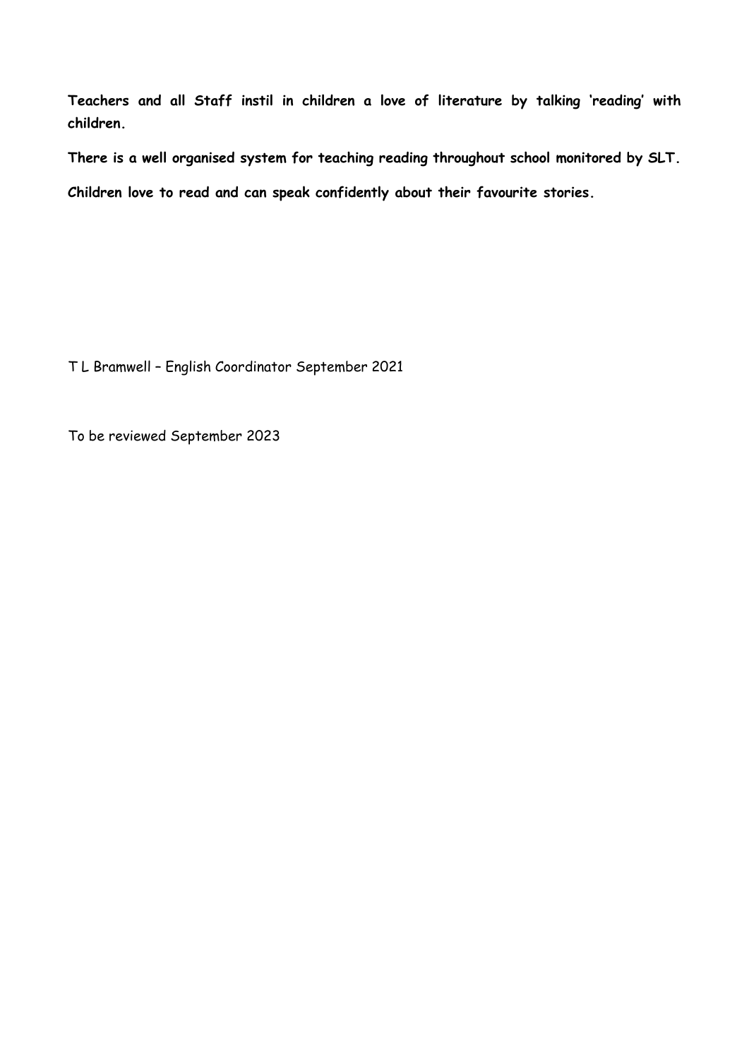**Teachers and all Staff instil in children a love of literature by talking 'reading' with children.**

**There is a well organised system for teaching reading throughout school monitored by SLT.**

**Children love to read and can speak confidently about their favourite stories.**

T L Bramwell – English Coordinator September 2021

To be reviewed September 2023